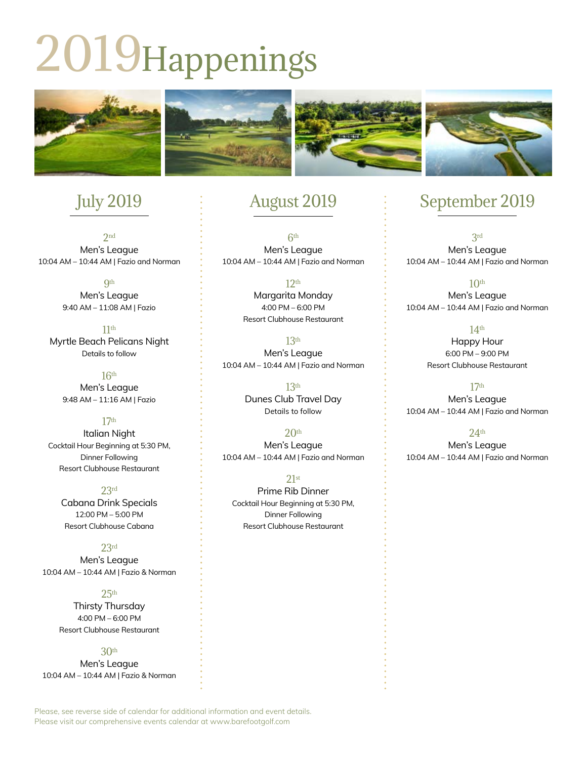# 2019 Happenings

## July 2019

2nd
Men's League
10:04 AM – 10:44 AM | Fazio and Norman

9th
Men's League
9:40 AM – 11:08 AM | Fazio

11th
Myrtle Beach Pelicans Night
Details to follow

16th
Men's League
9:48 AM – 11:16 AM | Fazio

17th
Italian Night
Cocktail Hour Beginning at 5:30 PM,
Dinner Following
Resort Clubhouse Restaurant

23rd
Cabana Drink Specials
12:00 PM – 5:00 PM
Resort Clubhouse Cabana

23rd
Men's League
10:04 AM – 10:44 AM | Fazio & Norman

25th
Thirsty Thursday
4:00 PM – 6:00 PM
Resort Clubhouse Restaurant

30th
Men's League
10:04 AM – 10:44 AM | Fazio & Norman

## August 2019

6th
Men's League
10:04 AM – 10:44 AM | Fazio and Norman

12th
Margarita Monday
4:00 PM – 6:00 PM
Resort Clubhouse Restaurant

13th
Men's League
10:04 AM – 10:44 AM | Fazio and Norman

13th
Dunes Club Travel Day
Details to follow

20th
Men's League
10:04 AM – 10:44 AM | Fazio and Norman

21st
Prime Rib Dinner
Cocktail Hour Beginning at 5:30 PM,
Dinner Following
Resort Clubhouse Restaurant

## September 2019

3rd
Men's League
10:04 AM – 10:44 AM | Fazio and Norman

10th
Men's League
10:04 AM – 10:44 AM | Fazio and Norman

14th
Happy Hour
6:00 PM – 9:00 PM
Resort Clubhouse Restaurant

17th
Men's League
10:04 AM – 10:44 AM | Fazio and Norman

24th
Men's League
10:04 AM – 10:44 AM | Fazio and Norman

Please, see reverse side of calendar for additional information and event details.
Please visit our comprehensive events calendar at www.barefootgolf.com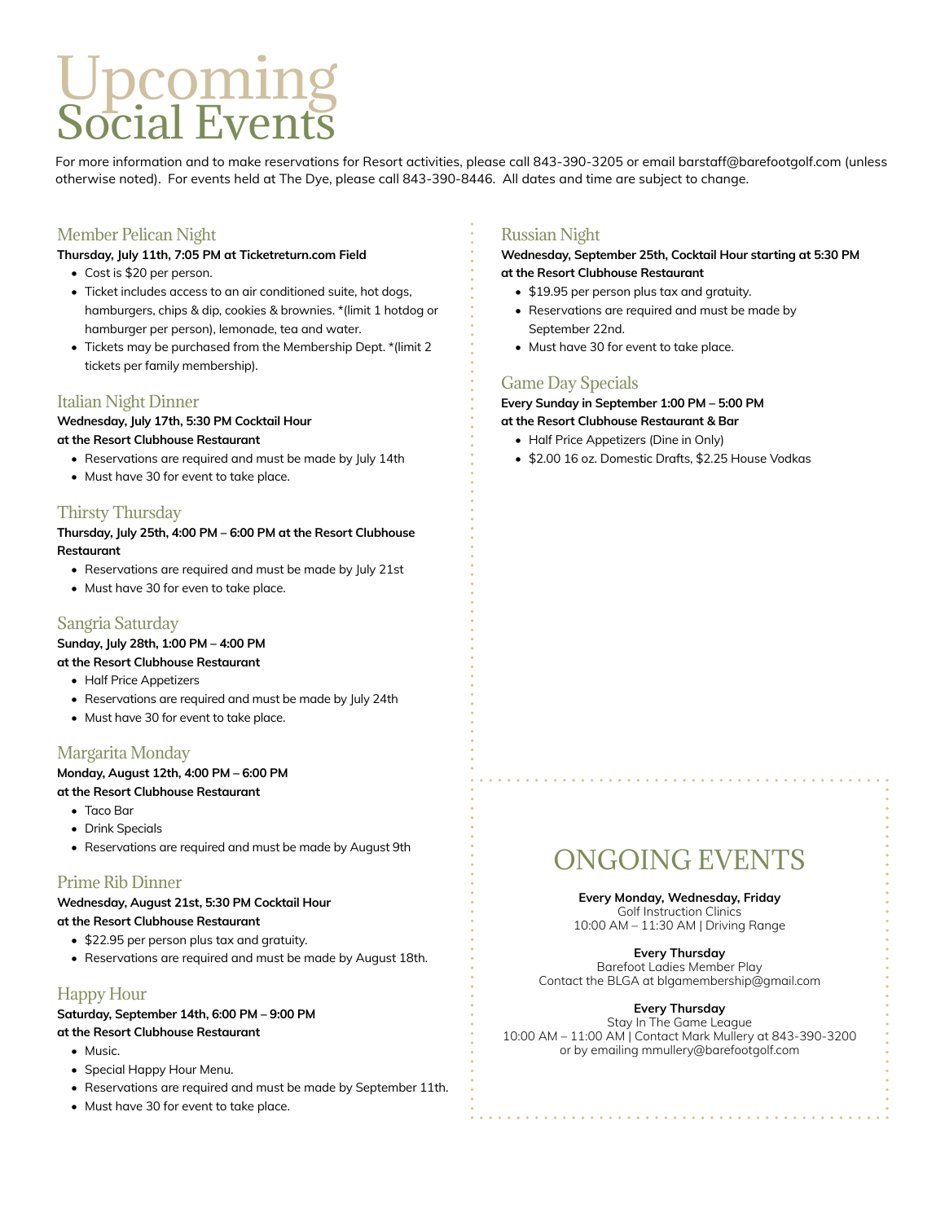# Upcoming Social Events

For more information and to make reservations for Resort activities, please call 843-390-3205 or email barstaff@barefootgolf.com (unless otherwise noted). For events held at The Dye, please call 843-390-8446. All dates and time are subject to change.

## Member Pelican Night

**Thursday, July 11th, 7:05 PM at Ticketreturn.com Field**

- Cost is $20 per person.
- Ticket includes access to an air conditioned suite, hot dogs, hamburgers, chips & dip, cookies & brownies. *(limit 1 hotdog or hamburger per person), lemonade, tea and water.
- Tickets may be purchased from the Membership Dept. *(limit 2 tickets per family membership).

## Italian Night Dinner

**Wednesday, July 17th, 5:30 PM Cocktail Hour at the Resort Clubhouse Restaurant**

- Reservations are required and must be made by July 14th
- Must have 30 for event to take place.

## Thirsty Thursday

**Thursday, July 25th, 4:00 PM – 6:00 PM at the Resort Clubhouse Restaurant**

- Reservations are required and must be made by July 21st
- Must have 30 for even to take place.

## Sangria Saturday

**Sunday, July 28th, 1:00 PM – 4:00 PM at the Resort Clubhouse Restaurant**

- Half Price Appetizers
- Reservations are required and must be made by July 24th
- Must have 30 for event to take place.

## Margarita Monday

**Monday, August 12th, 4:00 PM – 6:00 PM at the Resort Clubhouse Restaurant**

- Taco Bar
- Drink Specials
- Reservations are required and must be made by August 9th

## Prime Rib Dinner

**Wednesday, August 21st, 5:30 PM Cocktail Hour at the Resort Clubhouse Restaurant**

- $22.95 per person plus tax and gratuity.
- Reservations are required and must be made by August 18th.

## Happy Hour

**Saturday, September 14th, 6:00 PM – 9:00 PM at the Resort Clubhouse Restaurant**

- Music.
- Special Happy Hour Menu.
- Reservations are required and must be made by September 11th.
- Must have 30 for event to take place.

## Russian Night

**Wednesday, September 25th, Cocktail Hour starting at 5:30 PM at the Resort Clubhouse Restaurant**

- $19.95 per person plus tax and gratuity.
- Reservations are required and must be made by September 22nd.
- Must have 30 for event to take place.

## Game Day Specials

**Every Sunday in September 1:00 PM – 5:00 PM at the Resort Clubhouse Restaurant & Bar**

- Half Price Appetizers (Dine in Only)
- $2.00 16 oz. Domestic Drafts, $2.25 House Vodkas

## ONGOING EVENTS

**Every Monday, Wednesday, Friday**
Golf Instruction Clinics
10:00 AM – 11:30 AM | Driving Range

**Every Thursday**
Barefoot Ladies Member Play
Contact the BLGA at blgamembership@gmail.com

**Every Thursday**
Stay In The Game League
10:00 AM – 11:00 AM | Contact Mark Mullery at 843-390-3200 or by emailing mmullery@barefootgolf.com